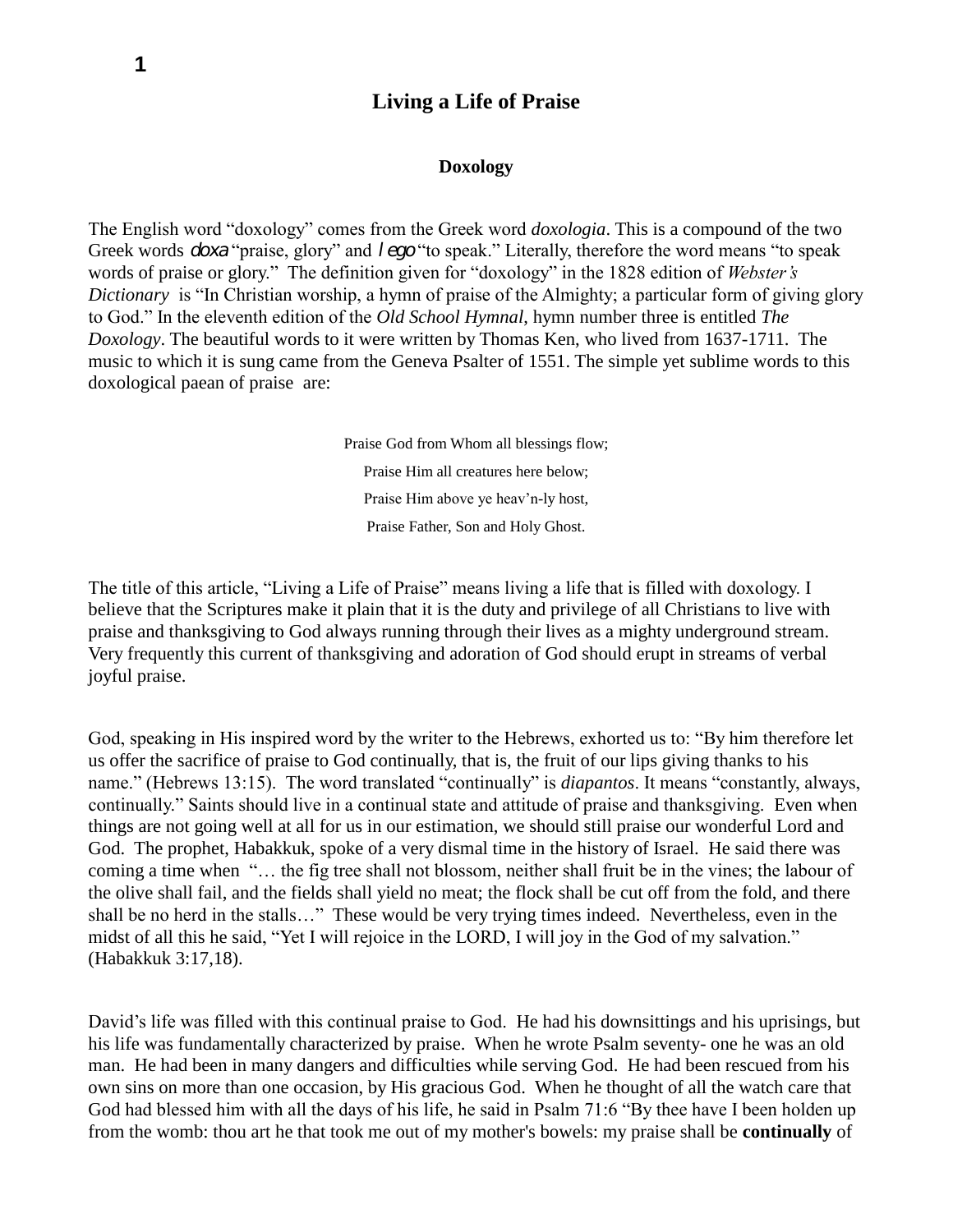# Living a Life of Praise

## Doxology

The English word "doxology" comes from the Greek word *doxologia*. This is a compound of the two Greek words *doxa* "praise, glory" and *lego* "to speak." Literally, therefore the word means "to speak words of praise or glory." The definition given for "doxology" in the 1828 edition of *Webster's Dictionary* is "In Christian worship, a hymn of praise of the Almighty; a particular form of giving glory to God." In the eleventh edition of the *Old School Hymnal*, hymn number three is entitled *The Doxology*. The beautiful words to it were written by Thomas Ken, who lived from 1637-1711. The music to which it is sung came from the Geneva Psalter of 1551. The simple yet sublime words to this doxological paean of praise are:

Praise God from Whom all blessings flow;
Praise Him all creatures here below;
Praise Him above ye heav'n-ly host,
Praise Father, Son and Holy Ghost.

The title of this article, "Living a Life of Praise" means living a life that is filled with doxology. I believe that the Scriptures make it plain that it is the duty and privilege of all Christians to live with praise and thanksgiving to God always running through their lives as a mighty underground stream. Very frequently this current of thanksgiving and adoration of God should erupt in streams of verbal joyful praise.

God, speaking in His inspired word by the writer to the Hebrews, exhorted us to: "By him therefore let us offer the sacrifice of praise to God continually, that is, the fruit of our lips giving thanks to his name." (Hebrews 13:15). The word translated "continually" is *diapantos*. It means "constantly, always, continually." Saints should live in a continual state and attitude of praise and thanksgiving. Even when things are not going well at all for us in our estimation, we should still praise our wonderful Lord and God. The prophet, Habakkuk, spoke of a very dismal time in the history of Israel. He said there was coming a time when "… the fig tree shall not blossom, neither shall fruit be in the vines; the labour of the olive shall fail, and the fields shall yield no meat; the flock shall be cut off from the fold, and there shall be no herd in the stalls…" These would be very trying times indeed. Nevertheless, even in the midst of all this he said, "Yet I will rejoice in the LORD, I will joy in the God of my salvation." (Habakkuk 3:17,18).

David's life was filled with this continual praise to God. He had his downsittings and his uprisings, but his life was fundamentally characterized by praise. When he wrote Psalm seventy- one he was an old man. He had been in many dangers and difficulties while serving God. He had been rescued from his own sins on more than one occasion, by His gracious God. When he thought of all the watch care that God had blessed him with all the days of his life, he said in Psalm 71:6 "By thee have I been holden up from the womb: thou art he that took me out of my mother's bowels: my praise shall be **continually** of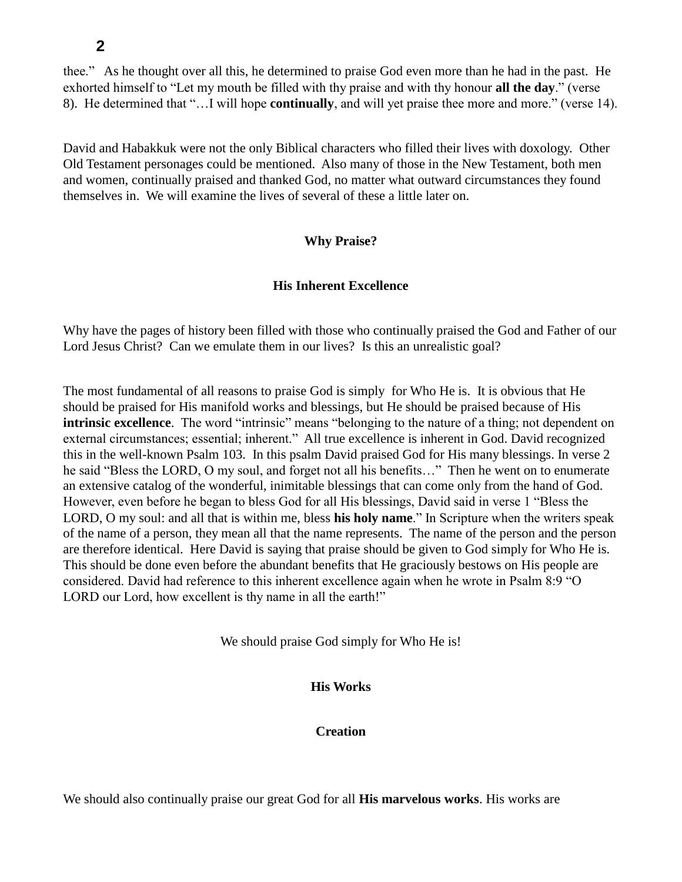thee." As he thought over all this, he determined to praise God even more than he had in the past. He exhorted himself to "Let my mouth be filled with thy praise and with thy honour **all the day**." (verse 8). He determined that "…I will hope **continually**, and will yet praise thee more and more." (verse 14).

David and Habakkuk were not the only Biblical characters who filled their lives with doxology. Other Old Testament personages could be mentioned. Also many of those in the New Testament, both men and women, continually praised and thanked God, no matter what outward circumstances they found themselves in. We will examine the lives of several of these a little later on.

## Why Praise?

### His Inherent Excellence

Why have the pages of history been filled with those who continually praised the God and Father of our Lord Jesus Christ? Can we emulate them in our lives? Is this an unrealistic goal?

The most fundamental of all reasons to praise God is simply for Who He is. It is obvious that He should be praised for His manifold works and blessings, but He should be praised because of His **intrinsic excellence**. The word "intrinsic" means "belonging to the nature of a thing; not dependent on external circumstances; essential; inherent." All true excellence is inherent in God. David recognized this in the well-known Psalm 103. In this psalm David praised God for His many blessings. In verse 2 he said "Bless the LORD, O my soul, and forget not all his benefits…" Then he went on to enumerate an extensive catalog of the wonderful, inimitable blessings that can come only from the hand of God. However, even before he began to bless God for all His blessings, David said in verse 1 "Bless the LORD, O my soul: and all that is within me, bless **his holy name**." In Scripture when the writers speak of the name of a person, they mean all that the name represents. The name of the person and the person are therefore identical. Here David is saying that praise should be given to God simply for Who He is. This should be done even before the abundant benefits that He graciously bestows on His people are considered. David had reference to this inherent excellence again when he wrote in Psalm 8:9 "O LORD our Lord, how excellent is thy name in all the earth!"

We should praise God simply for Who He is!

### His Works

#### Creation

We should also continually praise our great God for all **His marvelous works**. His works are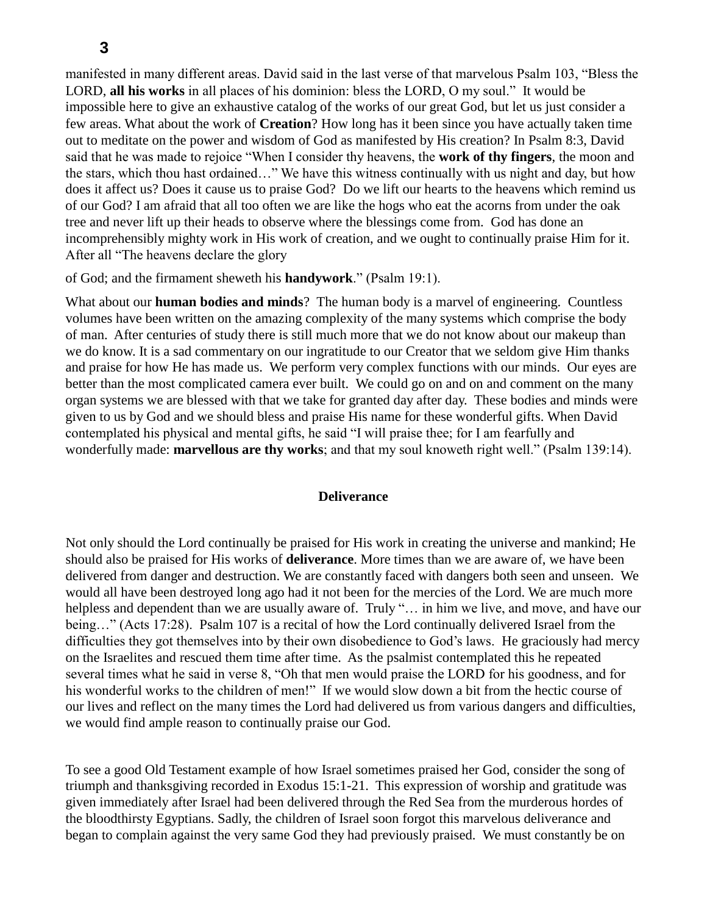manifested in many different areas. David said in the last verse of that marvelous Psalm 103, "Bless the LORD, **all his works** in all places of his dominion: bless the LORD, O my soul." It would be impossible here to give an exhaustive catalog of the works of our great God, but let us just consider a few areas. What about the work of **Creation**? How long has it been since you have actually taken time out to meditate on the power and wisdom of God as manifested by His creation? In Psalm 8:3, David said that he was made to rejoice "When I consider thy heavens, the **work of thy fingers**, the moon and the stars, which thou hast ordained…" We have this witness continually with us night and day, but how does it affect us? Does it cause us to praise God? Do we lift our hearts to the heavens which remind us of our God? I am afraid that all too often we are like the hogs who eat the acorns from under the oak tree and never lift up their heads to observe where the blessings come from. God has done an incomprehensibly mighty work in His work of creation, and we ought to continually praise Him for it. After all "The heavens declare the glory of God; and the firmament sheweth his **handywork**." (Psalm 19:1).

What about our **human bodies and minds**? The human body is a marvel of engineering. Countless volumes have been written on the amazing complexity of the many systems which comprise the body of man. After centuries of study there is still much more that we do not know about our makeup than we do know. It is a sad commentary on our ingratitude to our Creator that we seldom give Him thanks and praise for how He has made us. We perform very complex functions with our minds. Our eyes are better than the most complicated camera ever built. We could go on and on and comment on the many organ systems we are blessed with that we take for granted day after day. These bodies and minds were given to us by God and we should bless and praise His name for these wonderful gifts. When David contemplated his physical and mental gifts, he said "I will praise thee; for I am fearfully and wonderfully made: **marvellous are thy works**; and that my soul knoweth right well." (Psalm 139:14).

## Deliverance

Not only should the Lord continually be praised for His work in creating the universe and mankind; He should also be praised for His works of **deliverance**. More times than we are aware of, we have been delivered from danger and destruction. We are constantly faced with dangers both seen and unseen. We would all have been destroyed long ago had it not been for the mercies of the Lord. We are much more helpless and dependent than we are usually aware of. Truly "… in him we live, and move, and have our being…" (Acts 17:28). Psalm 107 is a recital of how the Lord continually delivered Israel from the difficulties they got themselves into by their own disobedience to God's laws. He graciously had mercy on the Israelites and rescued them time after time. As the psalmist contemplated this he repeated several times what he said in verse 8, "Oh that men would praise the LORD for his goodness, and for his wonderful works to the children of men!" If we would slow down a bit from the hectic course of our lives and reflect on the many times the Lord had delivered us from various dangers and difficulties, we would find ample reason to continually praise our God.

To see a good Old Testament example of how Israel sometimes praised her God, consider the song of triumph and thanksgiving recorded in Exodus 15:1-21. This expression of worship and gratitude was given immediately after Israel had been delivered through the Red Sea from the murderous hordes of the bloodthirsty Egyptians. Sadly, the children of Israel soon forgot this marvelous deliverance and began to complain against the very same God they had previously praised. We must constantly be on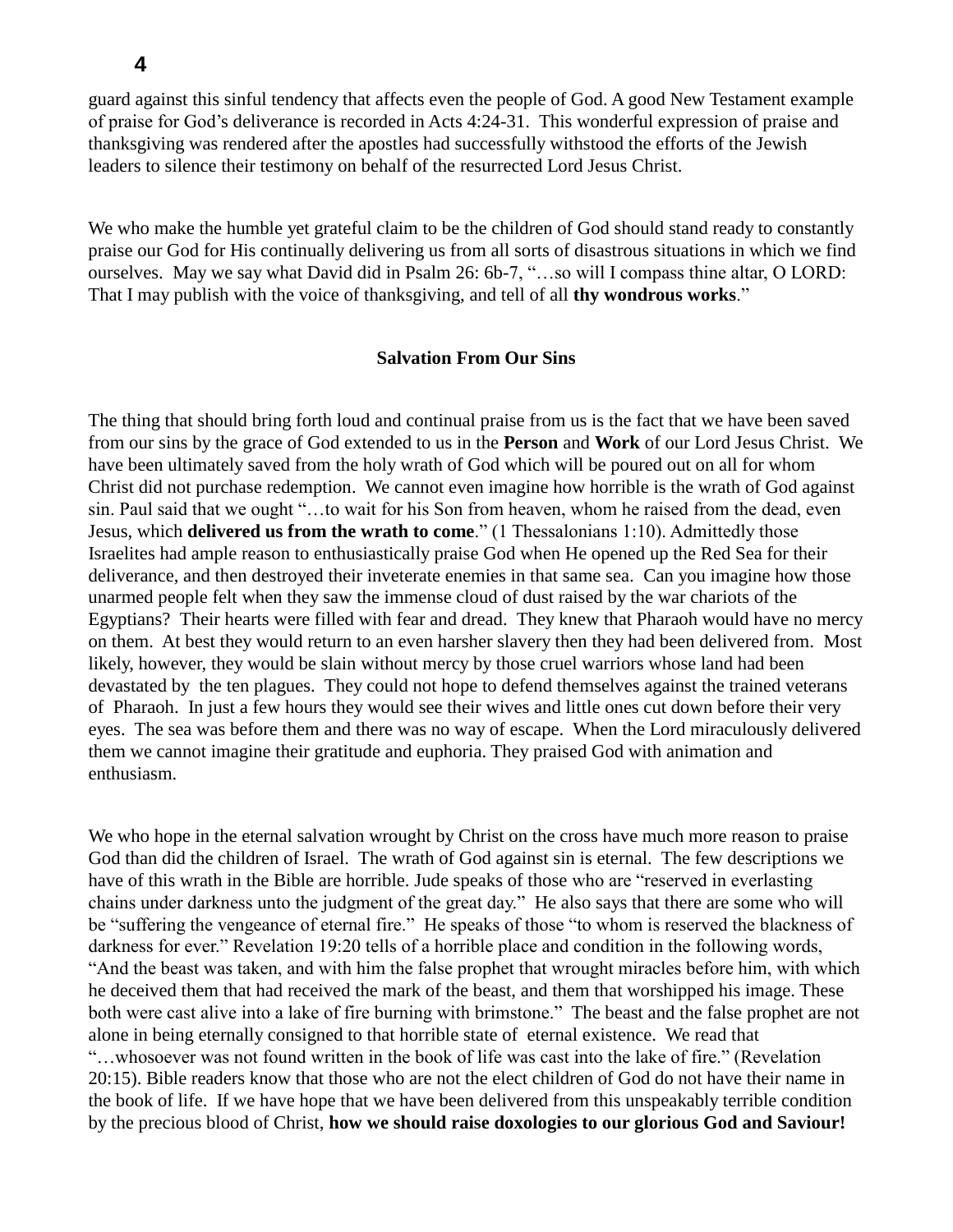guard against this sinful tendency that affects even the people of God. A good New Testament example of praise for God's deliverance is recorded in Acts 4:24-31. This wonderful expression of praise and thanksgiving was rendered after the apostles had successfully withstood the efforts of the Jewish leaders to silence their testimony on behalf of the resurrected Lord Jesus Christ.

We who make the humble yet grateful claim to be the children of God should stand ready to constantly praise our God for His continually delivering us from all sorts of disastrous situations in which we find ourselves. May we say what David did in Psalm 26: 6b-7, "…so will I compass thine altar, O LORD: That I may publish with the voice of thanksgiving, and tell of all **thy wondrous works**."

### Salvation From Our Sins

The thing that should bring forth loud and continual praise from us is the fact that we have been saved from our sins by the grace of God extended to us in the **Person** and **Work** of our Lord Jesus Christ. We have been ultimately saved from the holy wrath of God which will be poured out on all for whom Christ did not purchase redemption. We cannot even imagine how horrible is the wrath of God against sin. Paul said that we ought "…to wait for his Son from heaven, whom he raised from the dead, even Jesus, which **delivered us from the wrath to come**." (1 Thessalonians 1:10). Admittedly those Israelites had ample reason to enthusiastically praise God when He opened up the Red Sea for their deliverance, and then destroyed their inveterate enemies in that same sea. Can you imagine how those unarmed people felt when they saw the immense cloud of dust raised by the war chariots of the Egyptians? Their hearts were filled with fear and dread. They knew that Pharaoh would have no mercy on them. At best they would return to an even harsher slavery then they had been delivered from. Most likely, however, they would be slain without mercy by those cruel warriors whose land had been devastated by the ten plagues. They could not hope to defend themselves against the trained veterans of Pharaoh. In just a few hours they would see their wives and little ones cut down before their very eyes. The sea was before them and there was no way of escape. When the Lord miraculously delivered them we cannot imagine their gratitude and euphoria. They praised God with animation and enthusiasm.

We who hope in the eternal salvation wrought by Christ on the cross have much more reason to praise God than did the children of Israel. The wrath of God against sin is eternal. The few descriptions we have of this wrath in the Bible are horrible. Jude speaks of those who are "reserved in everlasting chains under darkness unto the judgment of the great day." He also says that there are some who will be "suffering the vengeance of eternal fire." He speaks of those "to whom is reserved the blackness of darkness for ever." Revelation 19:20 tells of a horrible place and condition in the following words, "And the beast was taken, and with him the false prophet that wrought miracles before him, with which he deceived them that had received the mark of the beast, and them that worshipped his image. These both were cast alive into a lake of fire burning with brimstone." The beast and the false prophet are not alone in being eternally consigned to that horrible state of eternal existence. We read that "…whosoever was not found written in the book of life was cast into the lake of fire." (Revelation 20:15). Bible readers know that those who are not the elect children of God do not have their name in the book of life. If we have hope that we have been delivered from this unspeakably terrible condition by the precious blood of Christ, **how we should raise doxologies to our glorious God and Saviour!**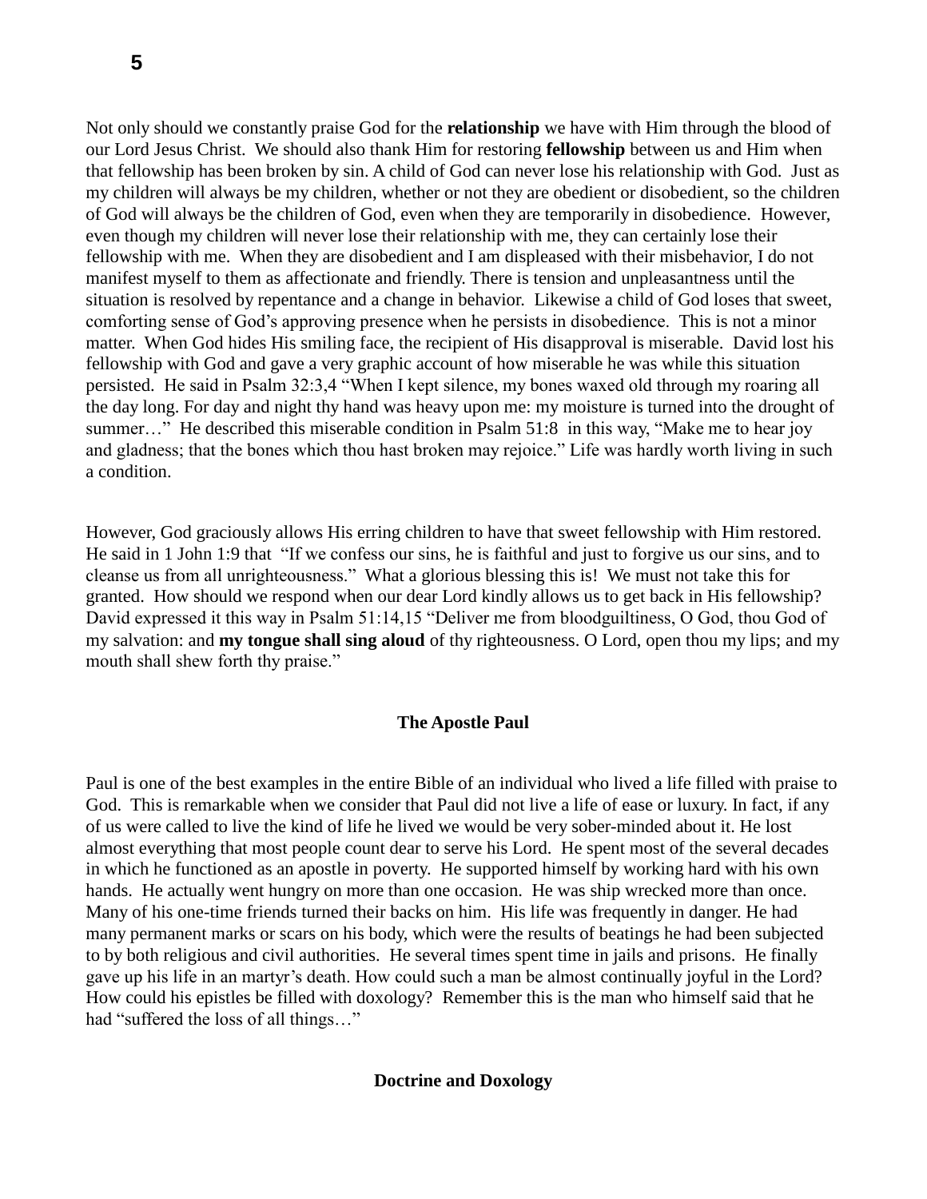Not only should we constantly praise God for the **relationship** we have with Him through the blood of our Lord Jesus Christ. We should also thank Him for restoring **fellowship** between us and Him when that fellowship has been broken by sin. A child of God can never lose his relationship with God. Just as my children will always be my children, whether or not they are obedient or disobedient, so the children of God will always be the children of God, even when they are temporarily in disobedience. However, even though my children will never lose their relationship with me, they can certainly lose their fellowship with me. When they are disobedient and I am displeased with their misbehavior, I do not manifest myself to them as affectionate and friendly. There is tension and unpleasantness until the situation is resolved by repentance and a change in behavior. Likewise a child of God loses that sweet, comforting sense of God's approving presence when he persists in disobedience. This is not a minor matter. When God hides His smiling face, the recipient of His disapproval is miserable. David lost his fellowship with God and gave a very graphic account of how miserable he was while this situation persisted. He said in Psalm 32:3,4 "When I kept silence, my bones waxed old through my roaring all the day long. For day and night thy hand was heavy upon me: my moisture is turned into the drought of summer…" He described this miserable condition in Psalm 51:8 in this way, "Make me to hear joy and gladness; that the bones which thou hast broken may rejoice." Life was hardly worth living in such a condition.

However, God graciously allows His erring children to have that sweet fellowship with Him restored. He said in 1 John 1:9 that "If we confess our sins, he is faithful and just to forgive us our sins, and to cleanse us from all unrighteousness." What a glorious blessing this is! We must not take this for granted. How should we respond when our dear Lord kindly allows us to get back in His fellowship? David expressed it this way in Psalm 51:14,15 "Deliver me from bloodguiltiness, O God, thou God of my salvation: and **my tongue shall sing aloud** of thy righteousness. O Lord, open thou my lips; and my mouth shall shew forth thy praise."

## The Apostle Paul

Paul is one of the best examples in the entire Bible of an individual who lived a life filled with praise to God. This is remarkable when we consider that Paul did not live a life of ease or luxury. In fact, if any of us were called to live the kind of life he lived we would be very sober-minded about it. He lost almost everything that most people count dear to serve his Lord. He spent most of the several decades in which he functioned as an apostle in poverty. He supported himself by working hard with his own hands. He actually went hungry on more than one occasion. He was ship wrecked more than once. Many of his one-time friends turned their backs on him. His life was frequently in danger. He had many permanent marks or scars on his body, which were the results of beatings he had been subjected to by both religious and civil authorities. He several times spent time in jails and prisons. He finally gave up his life in an martyr's death. How could such a man be almost continually joyful in the Lord? How could his epistles be filled with doxology? Remember this is the man who himself said that he had "suffered the loss of all things…"

## Doctrine and Doxology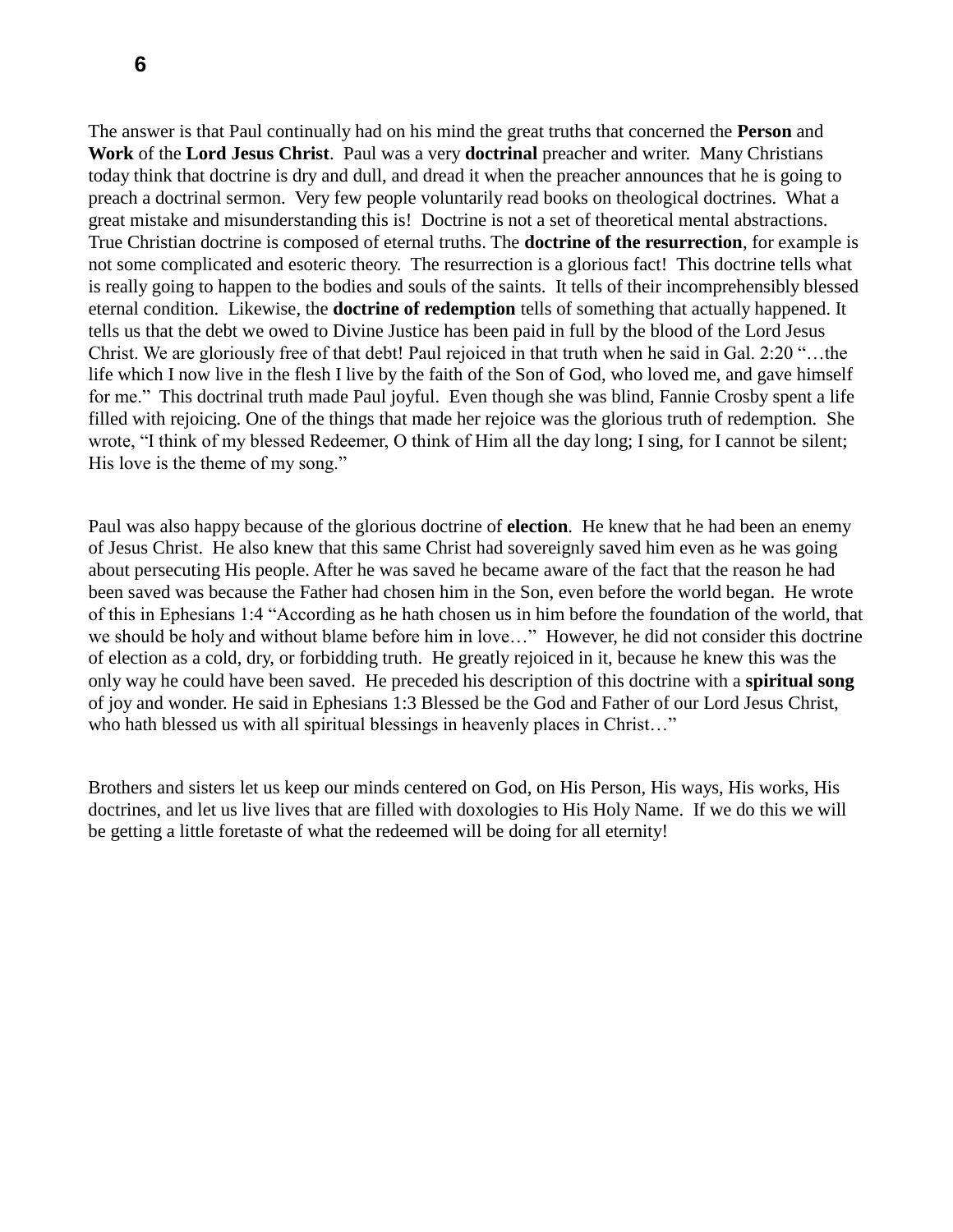The answer is that Paul continually had on his mind the great truths that concerned the **Person** and **Work** of the **Lord Jesus Christ**. Paul was a very **doctrinal** preacher and writer. Many Christians today think that doctrine is dry and dull, and dread it when the preacher announces that he is going to preach a doctrinal sermon. Very few people voluntarily read books on theological doctrines. What a great mistake and misunderstanding this is! Doctrine is not a set of theoretical mental abstractions. True Christian doctrine is composed of eternal truths. The **doctrine of the resurrection**, for example is not some complicated and esoteric theory. The resurrection is a glorious fact! This doctrine tells what is really going to happen to the bodies and souls of the saints. It tells of their incomprehensibly blessed eternal condition. Likewise, the **doctrine of redemption** tells of something that actually happened. It tells us that the debt we owed to Divine Justice has been paid in full by the blood of the Lord Jesus Christ. We are gloriously free of that debt! Paul rejoiced in that truth when he said in Gal. 2:20 "…the life which I now live in the flesh I live by the faith of the Son of God, who loved me, and gave himself for me." This doctrinal truth made Paul joyful. Even though she was blind, Fannie Crosby spent a life filled with rejoicing. One of the things that made her rejoice was the glorious truth of redemption. She wrote, "I think of my blessed Redeemer, O think of Him all the day long; I sing, for I cannot be silent; His love is the theme of my song."

Paul was also happy because of the glorious doctrine of **election**. He knew that he had been an enemy of Jesus Christ. He also knew that this same Christ had sovereignly saved him even as he was going about persecuting His people. After he was saved he became aware of the fact that the reason he had been saved was because the Father had chosen him in the Son, even before the world began. He wrote of this in Ephesians 1:4 "According as he hath chosen us in him before the foundation of the world, that we should be holy and without blame before him in love…" However, he did not consider this doctrine of election as a cold, dry, or forbidding truth. He greatly rejoiced in it, because he knew this was the only way he could have been saved. He preceded his description of this doctrine with a **spiritual song** of joy and wonder. He said in Ephesians 1:3 Blessed be the God and Father of our Lord Jesus Christ, who hath blessed us with all spiritual blessings in heavenly places in Christ…"

Brothers and sisters let us keep our minds centered on God, on His Person, His ways, His works, His doctrines, and let us live lives that are filled with doxologies to His Holy Name. If we do this we will be getting a little foretaste of what the redeemed will be doing for all eternity!